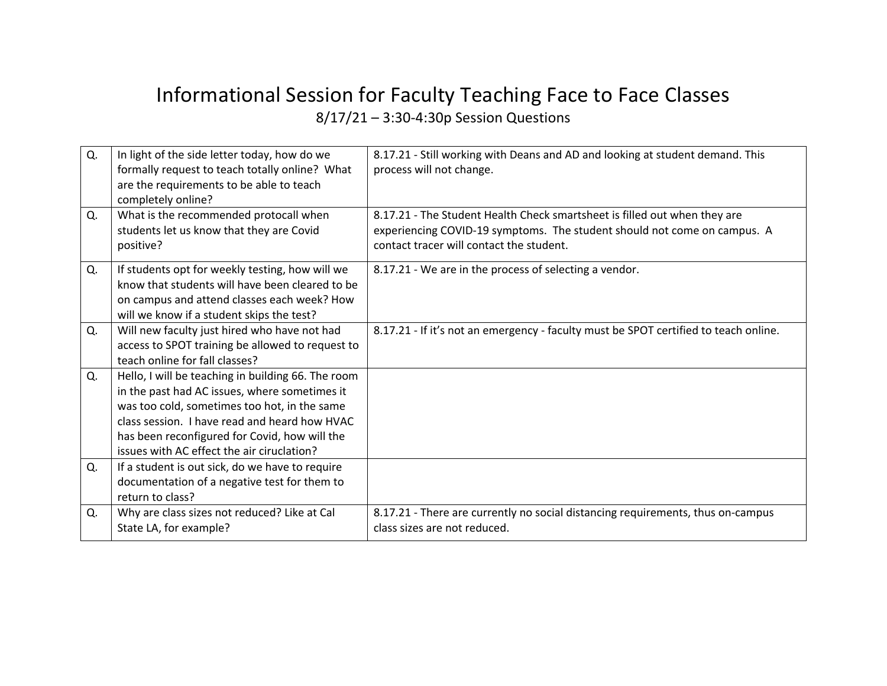# Informational Session for Faculty Teaching Face to Face Classes

8/17/21 – 3:30-4:30p Session Questions

| | | |
|---|---|---|
| Q. | In light of the side letter today, how do we formally request to teach totally online? What are the requirements to be able to teach completely online? | 8.17.21 - Still working with Deans and AD and looking at student demand. This process will not change. |
| Q. | What is the recommended protocall when students let us know that they are Covid positive? | 8.17.21 - The Student Health Check smartsheet is filled out when they are experiencing COVID-19 symptoms. The student should not come on campus. A contact tracer will contact the student. |
| Q. | If students opt for weekly testing, how will we know that students will have been cleared to be on campus and attend classes each week? How will we know if a student skips the test? | 8.17.21 - We are in the process of selecting a vendor. |
| Q. | Will new faculty just hired who have not had access to SPOT training be allowed to request to teach online for fall classes? | 8.17.21 - If it's not an emergency - faculty must be SPOT certified to teach online. |
| Q. | Hello, I will be teaching in building 66. The room in the past had AC issues, where sometimes it was too cold, sometimes too hot, in the same class session. I have read and heard how HVAC has been reconfigured for Covid, how will the issues with AC effect the air ciruclation? | |
| Q. | If a student is out sick, do we have to require documentation of a negative test for them to return to class? | |
| Q. | Why are class sizes not reduced? Like at Cal State LA, for example? | 8.17.21 - There are currently no social distancing requirements, thus on-campus class sizes are not reduced. |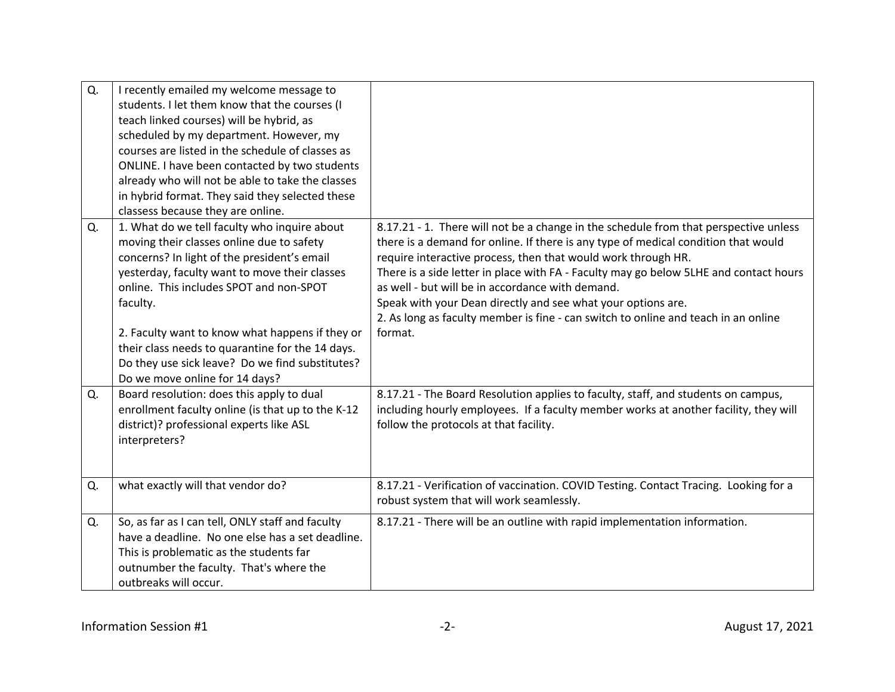| | | |
|---|---|---|
| Q. | I recently emailed my welcome message to students. I let them know that the courses (I teach linked courses) will be hybrid, as scheduled by my department. However, my courses are listed in the schedule of classes as ONLINE. I have been contacted by two students already who will not be able to take the classes in hybrid format. They said they selected these classess because they are online. | |
| Q. | 1. What do we tell faculty who inquire about moving their classes online due to safety concerns? In light of the president's email yesterday, faculty want to move their classes online. This includes SPOT and non-SPOT faculty.<br><br>2. Faculty want to know what happens if they or their class needs to quarantine for the 14 days. Do they use sick leave? Do we find substitutes? Do we move online for 14 days? | 8.17.21 - 1. There will not be a change in the schedule from that perspective unless there is a demand for online. If there is any type of medical condition that would require interactive process, then that would work through HR.<br>There is a side letter in place with FA - Faculty may go below 5LHE and contact hours as well - but will be in accordance with demand.<br>Speak with your Dean directly and see what your options are.<br>2. As long as faculty member is fine - can switch to online and teach in an online format. |
| Q. | Board resolution: does this apply to dual enrollment faculty online (is that up to the K-12 district)? professional experts like ASL interpreters? | 8.17.21 - The Board Resolution applies to faculty, staff, and students on campus, including hourly employees. If a faculty member works at another facility, they will follow the protocols at that facility. |
| Q. | what exactly will that vendor do? | 8.17.21 - Verification of vaccination. COVID Testing. Contact Tracing. Looking for a robust system that will work seamlessly. |
| Q. | So, as far as I can tell, ONLY staff and faculty have a deadline. No one else has a set deadline. This is problematic as the students far outnumber the faculty. That's where the outbreaks will occur. | 8.17.21 - There will be an outline with rapid implementation information. |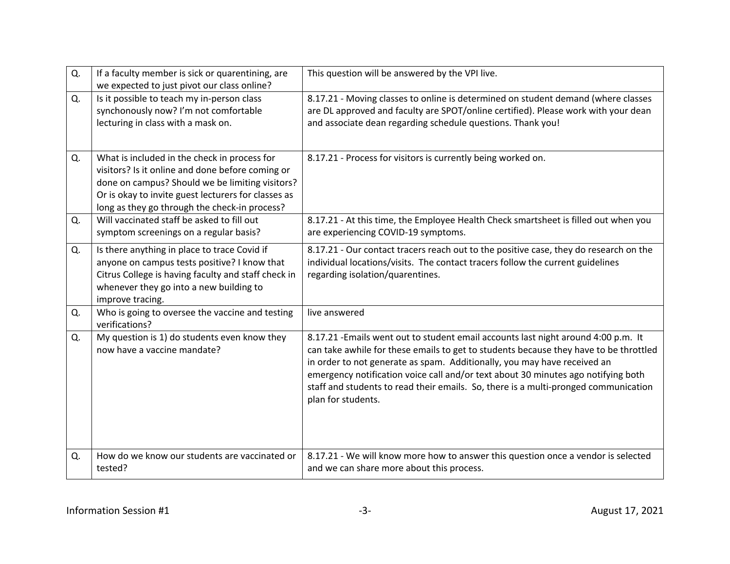| Q. | If a faculty member is sick or quarentining, are we expected to just pivot our class online? | This question will be answered by the VPI live. |
|---|---|---|
| Q. | Is it possible to teach my in-person class synchonously now? I'm not comfortable lecturing in class with a mask on. | 8.17.21 - Moving classes to online is determined on student demand (where classes are DL approved and faculty are SPOT/online certified). Please work with your dean and associate dean regarding schedule questions. Thank you! |
| Q. | What is included in the check in process for visitors? Is it online and done before coming or done on campus? Should we be limiting visitors? Or is okay to invite guest lecturers for classes as long as they go through the check-in process? | 8.17.21 - Process for visitors is currently being worked on. |
| Q. | Will vaccinated staff be asked to fill out symptom screenings on a regular basis? | 8.17.21 - At this time, the Employee Health Check smartsheet is filled out when you are experiencing COVID-19 symptoms. |
| Q. | Is there anything in place to trace Covid if anyone on campus tests positive? I know that Citrus College is having faculty and staff check in whenever they go into a new building to improve tracing. | 8.17.21 - Our contact tracers reach out to the positive case, they do research on the individual locations/visits. The contact tracers follow the current guidelines regarding isolation/quarentines. |
| Q. | Who is going to oversee the vaccine and testing verifications? | live answered |
| Q. | My question is 1) do students even know they now have a vaccine mandate? | 8.17.21 -Emails went out to student email accounts last night around 4:00 p.m. It can take awhile for these emails to get to students because they have to be throttled in order to not generate as spam. Additionally, you may have received an emergency notification voice call and/or text about 30 minutes ago notifying both staff and students to read their emails. So, there is a multi-pronged communication plan for students. |
| Q. | How do we know our students are vaccinated or tested? | 8.17.21 - We will know more how to answer this question once a vendor is selected and we can share more about this process. |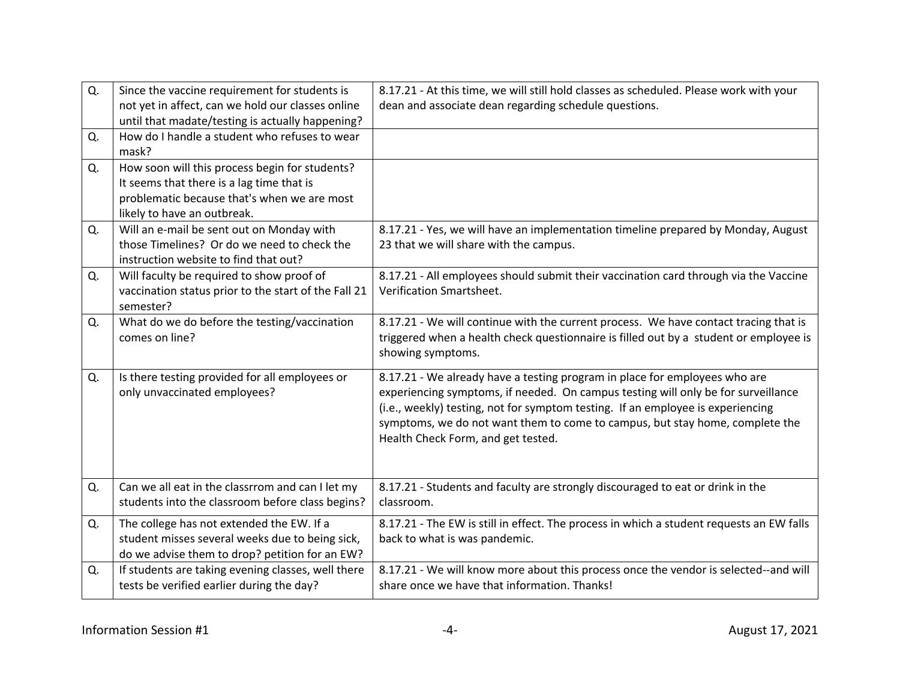| | | |
|---|---|---|
| Q. | Since the vaccine requirement for students is not yet in affect, can we hold our classes online until that madate/testing is actually happening? | 8.17.21 - At this time, we will still hold classes as scheduled. Please work with your dean and associate dean regarding schedule questions. |
| Q. | How do I handle a student who refuses to wear mask? | |
| Q. | How soon will this process begin for students? It seems that there is a lag time that is problematic because that's when we are most likely to have an outbreak. | |
| Q. | Will an e-mail be sent out on Monday with those Timelines? Or do we need to check the instruction website to find that out? | 8.17.21 - Yes, we will have an implementation timeline prepared by Monday, August 23 that we will share with the campus. |
| Q. | Will faculty be required to show proof of vaccination status prior to the start of the Fall 21 semester? | 8.17.21 - All employees should submit their vaccination card through via the Vaccine Verification Smartsheet. |
| Q. | What do we do before the testing/vaccination comes on line? | 8.17.21 - We will continue with the current process. We have contact tracing that is triggered when a health check questionnaire is filled out by a student or employee is showing symptoms. |
| Q. | Is there testing provided for all employees or only unvaccinated employees? | 8.17.21 - We already have a testing program in place for employees who are experiencing symptoms, if needed. On campus testing will only be for surveillance (i.e., weekly) testing, not for symptom testing. If an employee is experiencing symptoms, we do not want them to come to campus, but stay home, complete the Health Check Form, and get tested. |
| Q. | Can we all eat in the classrrom and can I let my students into the classroom before class begins? | 8.17.21 - Students and faculty are strongly discouraged to eat or drink in the classroom. |
| Q. | The college has not extended the EW. If a student misses several weeks due to being sick, do we advise them to drop? petition for an EW? | 8.17.21 - The EW is still in effect. The process in which a student requests an EW falls back to what is was pandemic. |
| Q. | If students are taking evening classes, well there tests be verified earlier during the day? | 8.17.21 - We will know more about this process once the vendor is selected--and will share once we have that information. Thanks! |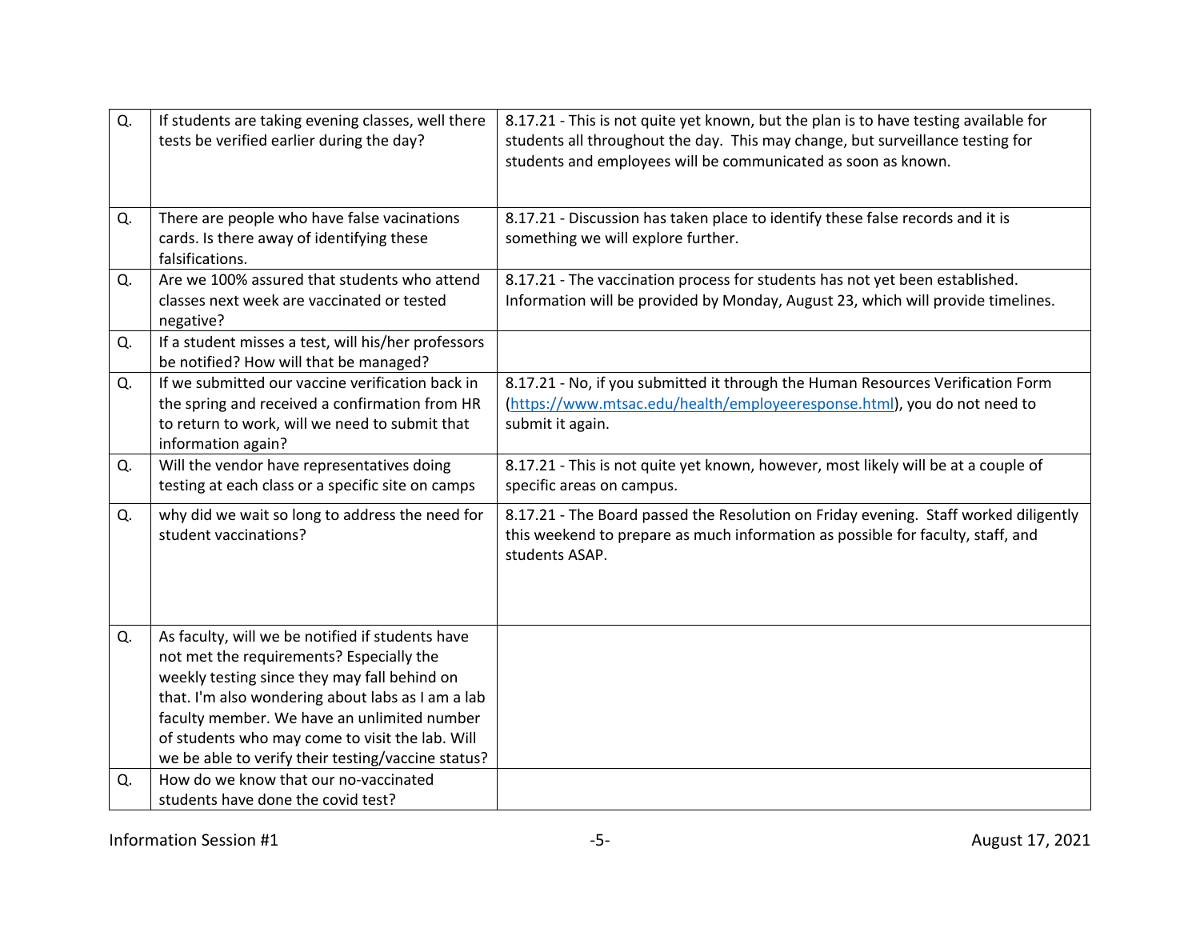| | | |
|---|---|---|
| Q. | If students are taking evening classes, well there tests be verified earlier during the day? | 8.17.21 - This is not quite yet known, but the plan is to have testing available for students all throughout the day. This may change, but surveillance testing for students and employees will be communicated as soon as known. |
| Q. | There are people who have false vacinations cards. Is there away of identifying these falsifications. | 8.17.21 - Discussion has taken place to identify these false records and it is something we will explore further. |
| Q. | Are we 100% assured that students who attend classes next week are vaccinated or tested negative? | 8.17.21 - The vaccination process for students has not yet been established. Information will be provided by Monday, August 23, which will provide timelines. |
| Q. | If a student misses a test, will his/her professors be notified? How will that be managed? | |
| Q. | If we submitted our vaccine verification back in the spring and received a confirmation from HR to return to work, will we need to submit that information again? | 8.17.21 - No, if you submitted it through the Human Resources Verification Form ([https://www.mtsac.edu/health/employeeresponse.html](https://www.mtsac.edu/health/employeeresponse.html)), you do not need to submit it again. |
| Q. | Will the vendor have representatives doing testing at each class or a specific site on camps | 8.17.21 - This is not quite yet known, however, most likely will be at a couple of specific areas on campus. |
| Q. | why did we wait so long to address the need for student vaccinations? | 8.17.21 - The Board passed the Resolution on Friday evening. Staff worked diligently this weekend to prepare as much information as possible for faculty, staff, and students ASAP. |
| Q. | As faculty, will we be notified if students have not met the requirements? Especially the weekly testing since they may fall behind on that. I'm also wondering about labs as I am a lab faculty member. We have an unlimited number of students who may come to visit the lab. Will we be able to verify their testing/vaccine status? | |
| Q. | How do we know that our no-vaccinated students have done the covid test? | |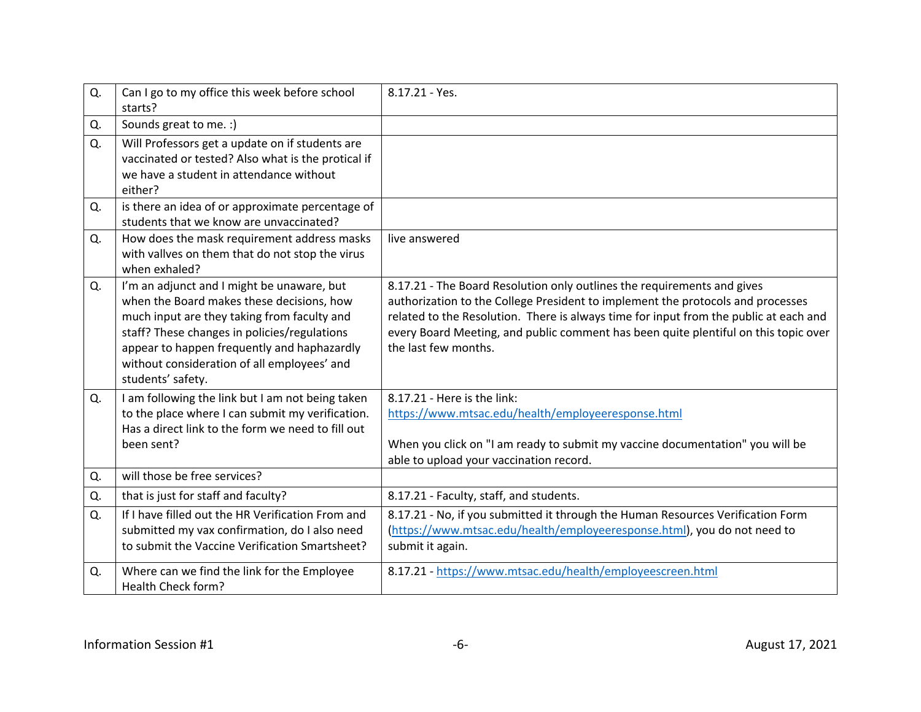| | | |
|---|---|---|
| Q. | Can I go to my office this week before school starts? | 8.17.21 - Yes. |
| Q. | Sounds great to me. :) | |
| Q. | Will Professors get a update on if students are vaccinated or tested? Also what is the protical if we have a student in attendance without either? | |
| Q. | is there an idea of or approximate percentage of students that we know are unvaccinated? | |
| Q. | How does the mask requirement address masks with vallves on them that do not stop the virus when exhaled? | live answered |
| Q. | I'm an adjunct and I might be unaware, but when the Board makes these decisions, how much input are they taking from faculty and staff? These changes in policies/regulations appear to happen frequently and haphazardly without consideration of all employees' and students' safety. | 8.17.21 - The Board Resolution only outlines the requirements and gives authorization to the College President to implement the protocols and processes related to the Resolution. There is always time for input from the public at each and every Board Meeting, and public comment has been quite plentiful on this topic over the last few months. |
| Q. | I am following the link but I am not being taken to the place where I can submit my verification. Has a direct link to the form we need to fill out been sent? | 8.17.21 - Here is the link: https://www.mtsac.edu/health/employeeresponse.html <br><br> When you click on "I am ready to submit my vaccine documentation" you will be able to upload your vaccination record. |
| Q. | will those be free services? | |
| Q. | that is just for staff and faculty? | 8.17.21 - Faculty, staff, and students. |
| Q. | If I have filled out the HR Verification From and submitted my vax confirmation, do I also need to submit the Vaccine Verification Smartsheet? | 8.17.21 - No, if you submitted it through the Human Resources Verification Form (https://www.mtsac.edu/health/employeeresponse.html), you do not need to submit it again. |
| Q. | Where can we find the link for the Employee Health Check form? | 8.17.21 - https://www.mtsac.edu/health/employeescreen.html |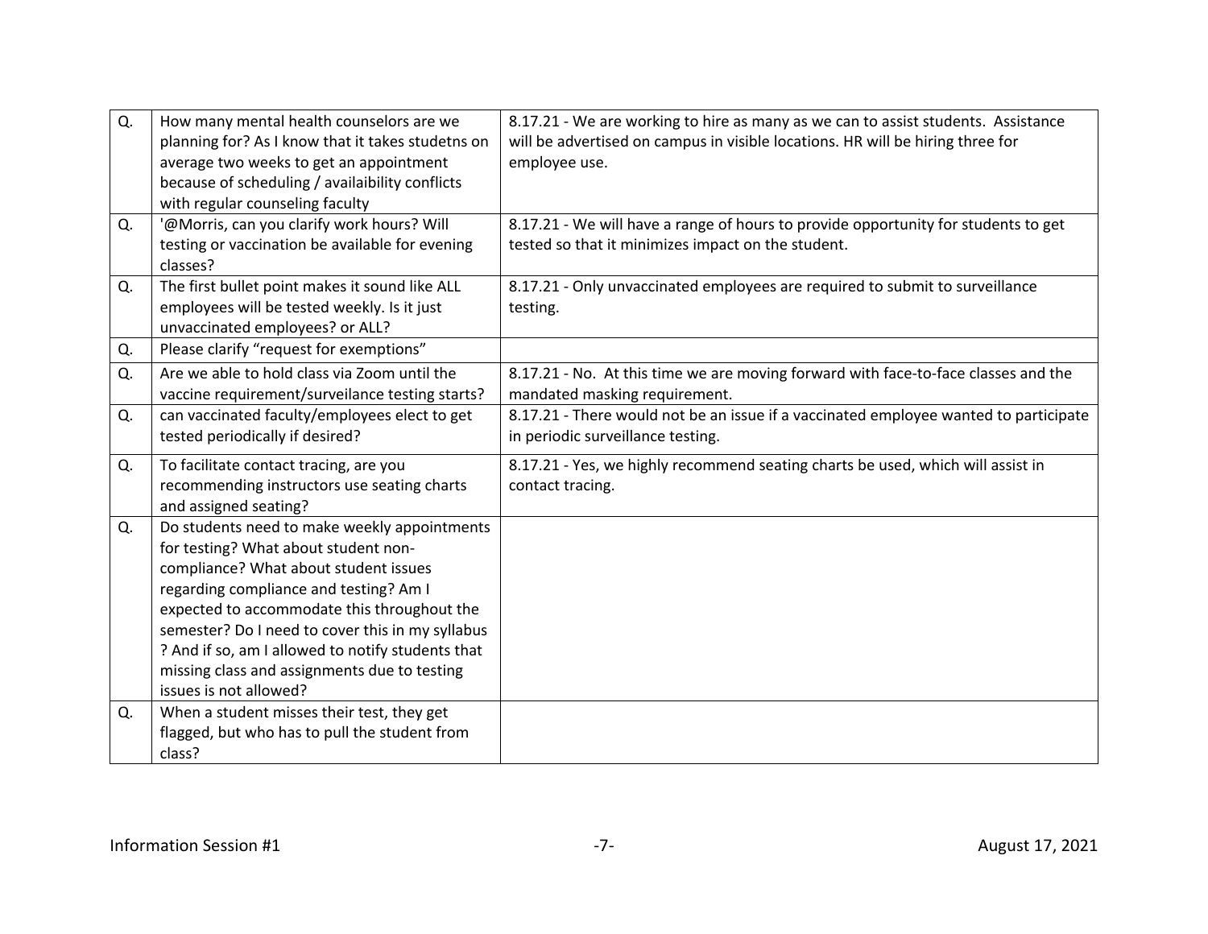| | | |
|---|---|---|
| Q. | How many mental health counselors are we planning for? As I know that it takes studetns on average two weeks to get an appointment because of scheduling / availaibility conflicts with regular counseling faculty | 8.17.21 - We are working to hire as many as we can to assist students. Assistance will be advertised on campus in visible locations. HR will be hiring three for employee use. |
| Q. | '@Morris, can you clarify work hours? Will testing or vaccination be available for evening classes? | 8.17.21 - We will have a range of hours to provide opportunity for students to get tested so that it minimizes impact on the student. |
| Q. | The first bullet point makes it sound like ALL employees will be tested weekly. Is it just unvaccinated employees? or ALL? | 8.17.21 - Only unvaccinated employees are required to submit to surveillance testing. |
| Q. | Please clarify "request for exemptions" | |
| Q. | Are we able to hold class via Zoom until the vaccine requirement/surveilance testing starts? | 8.17.21 - No. At this time we are moving forward with face-to-face classes and the mandated masking requirement. |
| Q. | can vaccinated faculty/employees elect to get tested periodically if desired? | 8.17.21 - There would not be an issue if a vaccinated employee wanted to participate in periodic surveillance testing. |
| Q. | To facilitate contact tracing, are you recommending instructors use seating charts and assigned seating? | 8.17.21 - Yes, we highly recommend seating charts be used, which will assist in contact tracing. |
| Q. | Do students need to make weekly appointments for testing? What about student non-compliance? What about student issues regarding compliance and testing? Am I expected to accommodate this throughout the semester? Do I need to cover this in my syllabus ? And if so, am I allowed to notify students that missing class and assignments due to testing issues is not allowed? | |
| Q. | When a student misses their test, they get flagged, but who has to pull the student from class? | |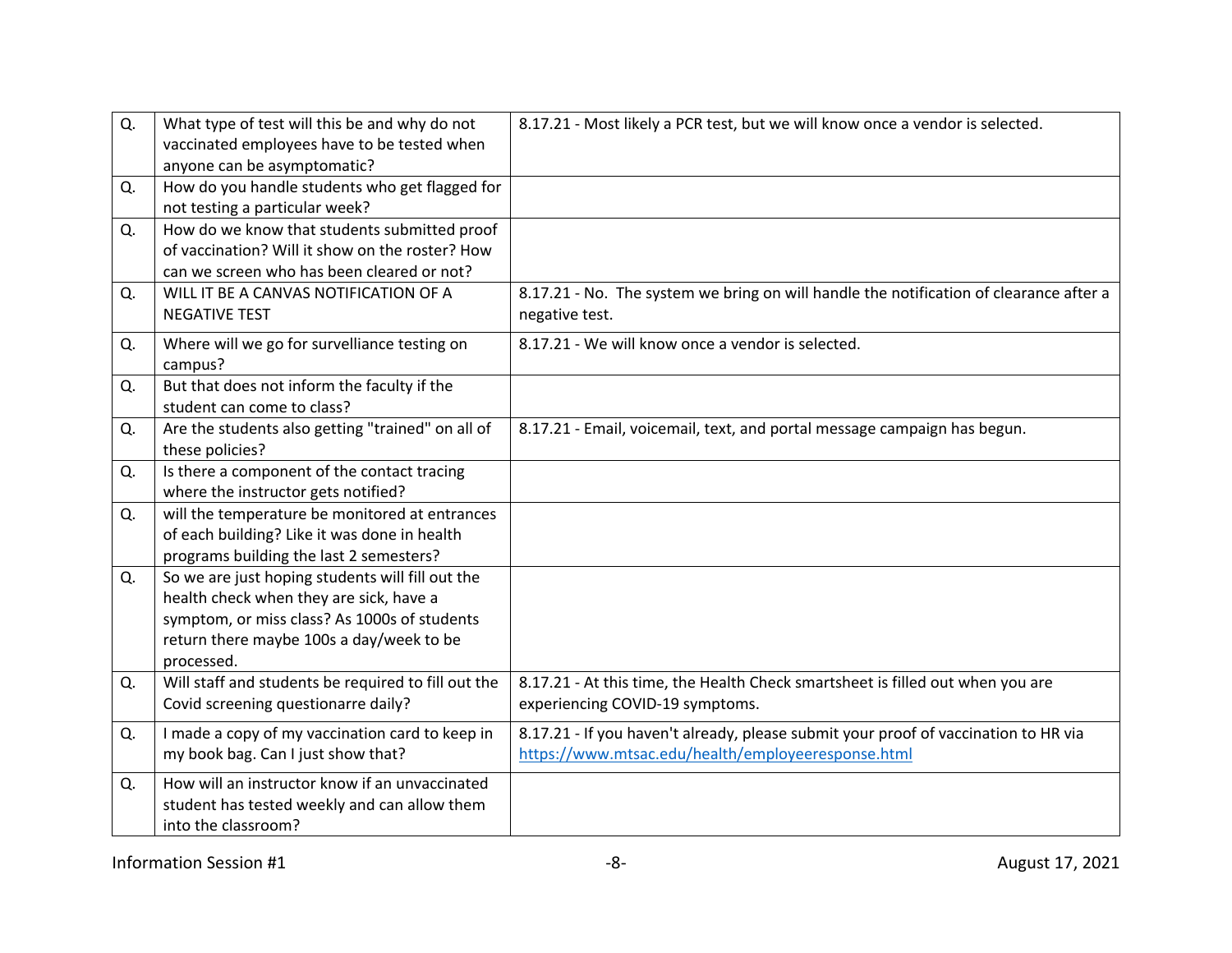| | | |
|---|---|---|
| Q. | What type of test will this be and why do not vaccinated employees have to be tested when anyone can be asymptomatic? | 8.17.21 - Most likely a PCR test, but we will know once a vendor is selected. |
| Q. | How do you handle students who get flagged for not testing a particular week? | |
| Q. | How do we know that students submitted proof of vaccination? Will it show on the roster? How can we screen who has been cleared or not? | |
| Q. | WILL IT BE A CANVAS NOTIFICATION OF A NEGATIVE TEST | 8.17.21 - No. The system we bring on will handle the notification of clearance after a negative test. |
| Q. | Where will we go for survelliance testing on campus? | 8.17.21 - We will know once a vendor is selected. |
| Q. | But that does not inform the faculty if the student can come to class? | |
| Q. | Are the students also getting "trained" on all of these policies? | 8.17.21 - Email, voicemail, text, and portal message campaign has begun. |
| Q. | Is there a component of the contact tracing where the instructor gets notified? | |
| Q. | will the temperature be monitored at entrances of each building? Like it was done in health programs building the last 2 semesters? | |
| Q. | So we are just hoping students will fill out the health check when they are sick, have a symptom, or miss class? As 1000s of students return there maybe 100s a day/week to be processed. | |
| Q. | Will staff and students be required to fill out the Covid screening questionarre daily? | 8.17.21 - At this time, the Health Check smartsheet is filled out when you are experiencing COVID-19 symptoms. |
| Q. | I made a copy of my vaccination card to keep in my book bag. Can I just show that? | 8.17.21 - If you haven't already, please submit your proof of vaccination to HR via https://www.mtsac.edu/health/employeeresponse.html |
| Q. | How will an instructor know if an unvaccinated student has tested weekly and can allow them into the classroom? | |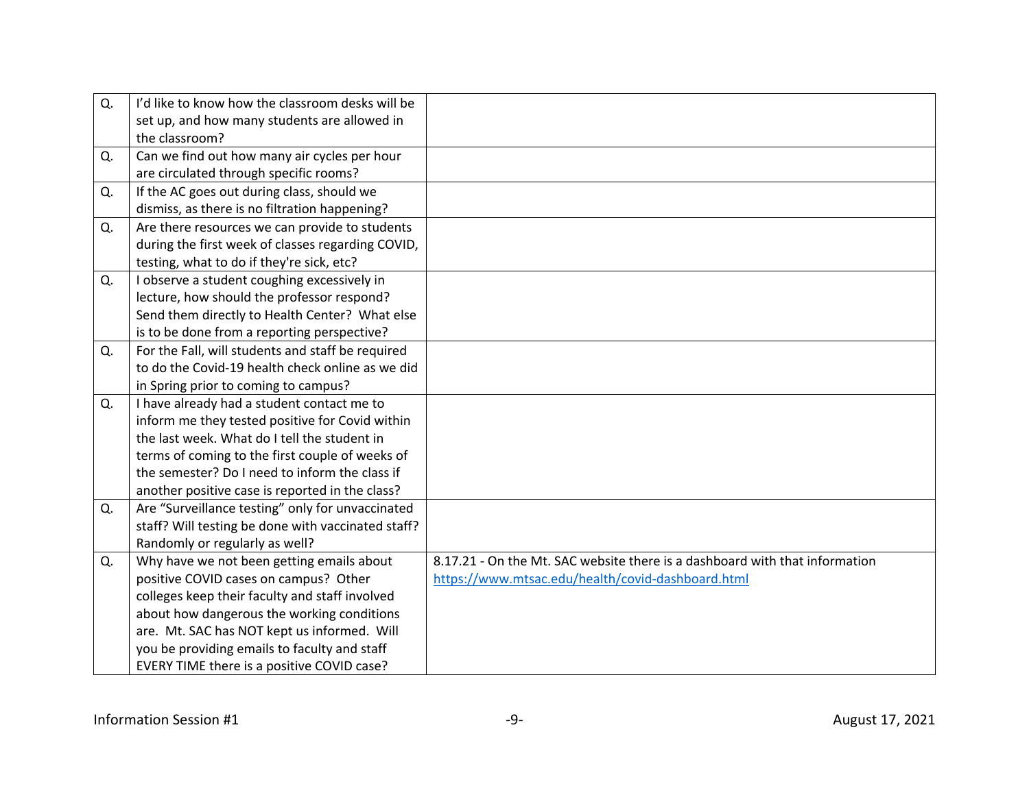| | | |
|---|---|---|
| Q. | I'd like to know how the classroom desks will be set up, and how many students are allowed in the classroom? | |
| Q. | Can we find out how many air cycles per hour are circulated through specific rooms? | |
| Q. | If the AC goes out during class, should we dismiss, as there is no filtration happening? | |
| Q. | Are there resources we can provide to students during the first week of classes regarding COVID, testing, what to do if they're sick, etc? | |
| Q. | I observe a student coughing excessively in lecture, how should the professor respond? Send them directly to Health Center? What else is to be done from a reporting perspective? | |
| Q. | For the Fall, will students and staff be required to do the Covid-19 health check online as we did in Spring prior to coming to campus? | |
| Q. | I have already had a student contact me to inform me they tested positive for Covid within the last week. What do I tell the student in terms of coming to the first couple of weeks of the semester? Do I need to inform the class if another positive case is reported in the class? | |
| Q. | Are "Surveillance testing" only for unvaccinated staff? Will testing be done with vaccinated staff? Randomly or regularly as well? | |
| Q. | Why have we not been getting emails about positive COVID cases on campus? Other colleges keep their faculty and staff involved about how dangerous the working conditions are. Mt. SAC has NOT kept us informed. Will you be providing emails to faculty and staff EVERY TIME there is a positive COVID case? | 8.17.21 - On the Mt. SAC website there is a dashboard with that information https://www.mtsac.edu/health/covid-dashboard.html |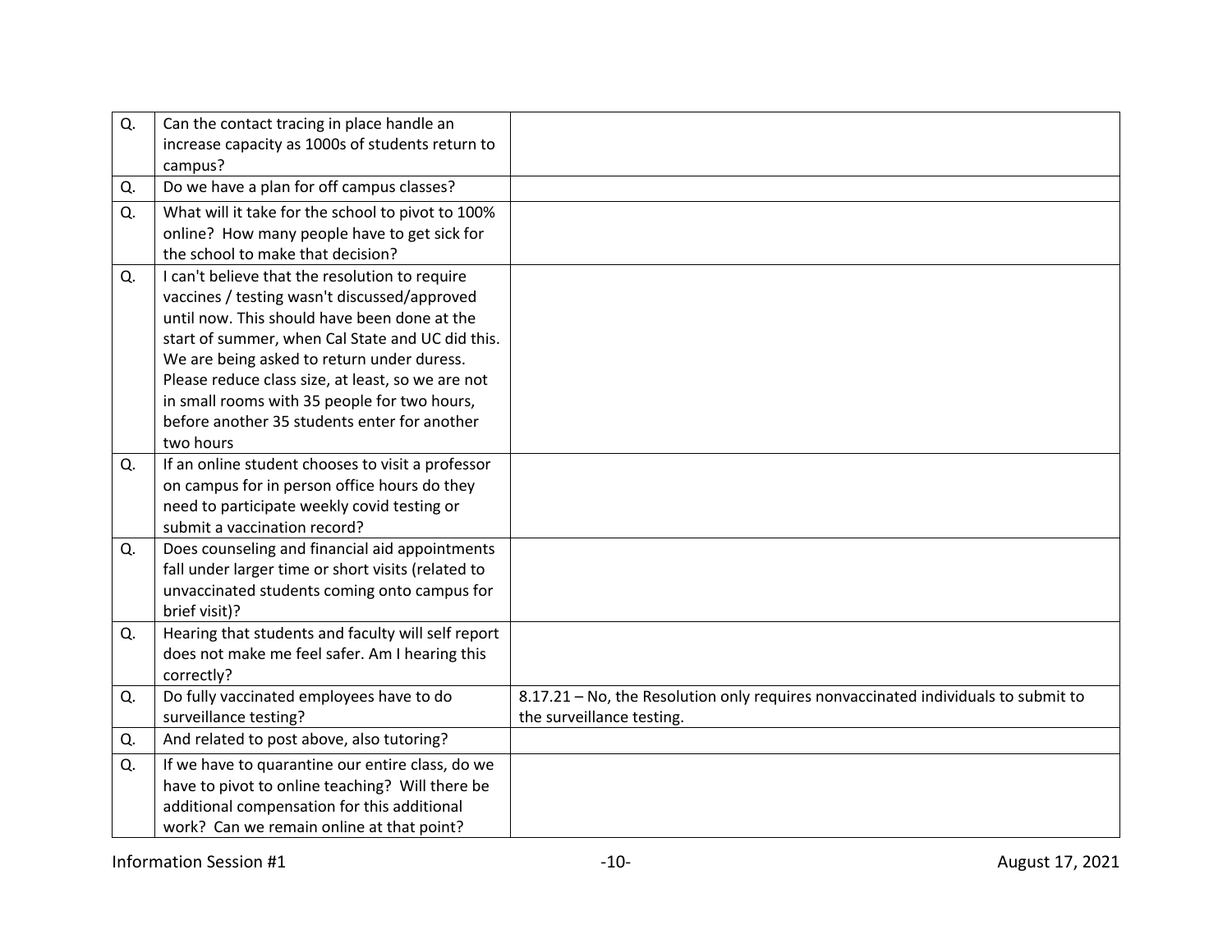| | | |
|---|---|---|
| Q. | Can the contact tracing in place handle an increase capacity as 1000s of students return to campus? | |
| Q. | Do we have a plan for off campus classes? | |
| Q. | What will it take for the school to pivot to 100% online? How many people have to get sick for the school to make that decision? | |
| Q. | I can't believe that the resolution to require vaccines / testing wasn't discussed/approved until now. This should have been done at the start of summer, when Cal State and UC did this. We are being asked to return under duress. Please reduce class size, at least, so we are not in small rooms with 35 people for two hours, before another 35 students enter for another two hours | |
| Q. | If an online student chooses to visit a professor on campus for in person office hours do they need to participate weekly covid testing or submit a vaccination record? | |
| Q. | Does counseling and financial aid appointments fall under larger time or short visits (related to unvaccinated students coming onto campus for brief visit)? | |
| Q. | Hearing that students and faculty will self report does not make me feel safer. Am I hearing this correctly? | |
| Q. | Do fully vaccinated employees have to do surveillance testing? | 8.17.21 – No, the Resolution only requires nonvaccinated individuals to submit to the surveillance testing. |
| Q. | And related to post above, also tutoring? | |
| Q. | If we have to quarantine our entire class, do we have to pivot to online teaching? Will there be additional compensation for this additional work? Can we remain online at that point? | |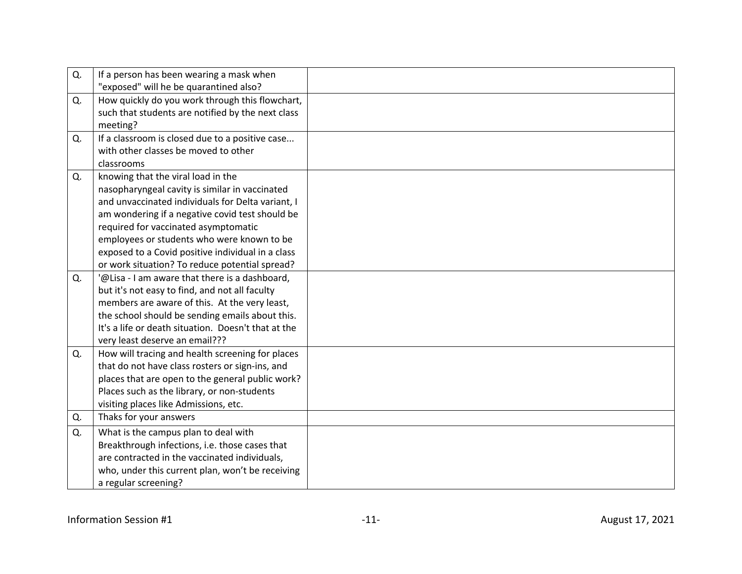| | | |
|---|---|---|
| Q. | If a person has been wearing a mask when "exposed" will he be quarantined also? | |
| Q. | How quickly do you work through this flowchart, such that students are notified by the next class meeting? | |
| Q. | If a classroom is closed due to a positive case... with other classes be moved to other classrooms | |
| Q. | knowing that the viral load in the nasopharyngeal cavity is similar in vaccinated and unvaccinated individuals for Delta variant, I am wondering if a negative covid test should be required for vaccinated asymptomatic employees or students who were known to be exposed to a Covid positive individual in a class or work situation? To reduce potential spread? | |
| Q. | '@Lisa - I am aware that there is a dashboard, but it's not easy to find, and not all faculty members are aware of this. At the very least, the school should be sending emails about this. It's a life or death situation. Doesn't that at the very least deserve an email??? | |
| Q. | How will tracing and health screening for places that do not have class rosters or sign-ins, and places that are open to the general public work? Places such as the library, or non-students visiting places like Admissions, etc. | |
| Q. | Thaks for your answers | |
| Q. | What is the campus plan to deal with Breakthrough infections, i.e. those cases that are contracted in the vaccinated individuals, who, under this current plan, won't be receiving a regular screening? | |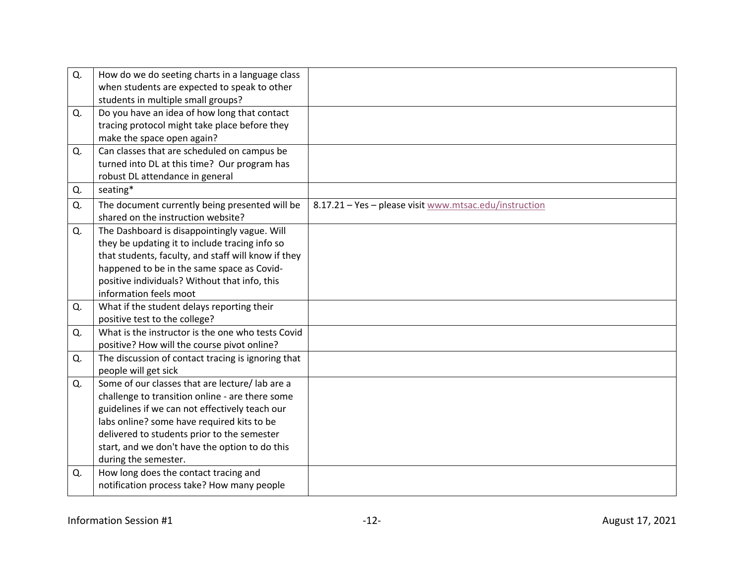| | | |
|---|---|---|
| Q. | How do we do seeting charts in a language class when students are expected to speak to other students in multiple small groups? | |
| Q. | Do you have an idea of how long that contact tracing protocol might take place before they make the space open again? | |
| Q. | Can classes that are scheduled on campus be turned into DL at this time? Our program has robust DL attendance in general | |
| Q. | seating* | |
| Q. | The document currently being presented will be shared on the instruction website? | 8.17.21 – Yes – please visit www.mtsac.edu/instruction |
| Q. | The Dashboard is disappointingly vague. Will they be updating it to include tracing info so that students, faculty, and staff will know if they happened to be in the same space as Covid-positive individuals? Without that info, this information feels moot | |
| Q. | What if the student delays reporting their positive test to the college? | |
| Q. | What is the instructor is the one who tests Covid positive? How will the course pivot online? | |
| Q. | The discussion of contact tracing is ignoring that people will get sick | |
| Q. | Some of our classes that are lecture/ lab are a challenge to transition online - are there some guidelines if we can not effectively teach our labs online? some have required kits to be delivered to students prior to the semester start, and we don't have the option to do this during the semester. | |
| Q. | How long does the contact tracing and notification process take? How many people | |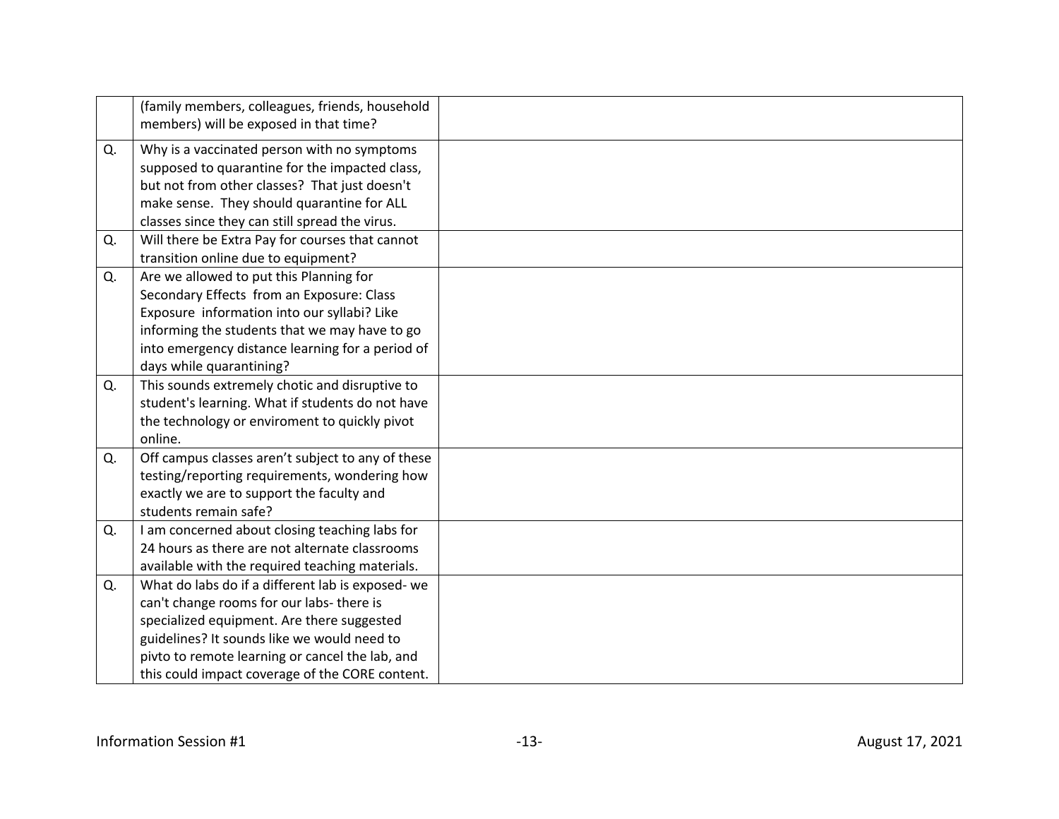| | | |
|---|---|---|
| | (family members, colleagues, friends, household members) will be exposed in that time? | |
| Q. | Why is a vaccinated person with no symptoms supposed to quarantine for the impacted class, but not from other classes? That just doesn't make sense. They should quarantine for ALL classes since they can still spread the virus. | |
| Q. | Will there be Extra Pay for courses that cannot transition online due to equipment? | |
| Q. | Are we allowed to put this Planning for Secondary Effects from an Exposure: Class Exposure information into our syllabi? Like informing the students that we may have to go into emergency distance learning for a period of days while quarantining? | |
| Q. | This sounds extremely chotic and disruptive to student's learning. What if students do not have the technology or enviroment to quickly pivot online. | |
| Q. | Off campus classes aren't subject to any of these testing/reporting requirements, wondering how exactly we are to support the faculty and students remain safe? | |
| Q. | I am concerned about closing teaching labs for 24 hours as there are not alternate classrooms available with the required teaching materials. | |
| Q. | What do labs do if a different lab is exposed- we can't change rooms for our labs- there is specialized equipment. Are there suggested guidelines? It sounds like we would need to pivto to remote learning or cancel the lab, and this could impact coverage of the CORE content. | |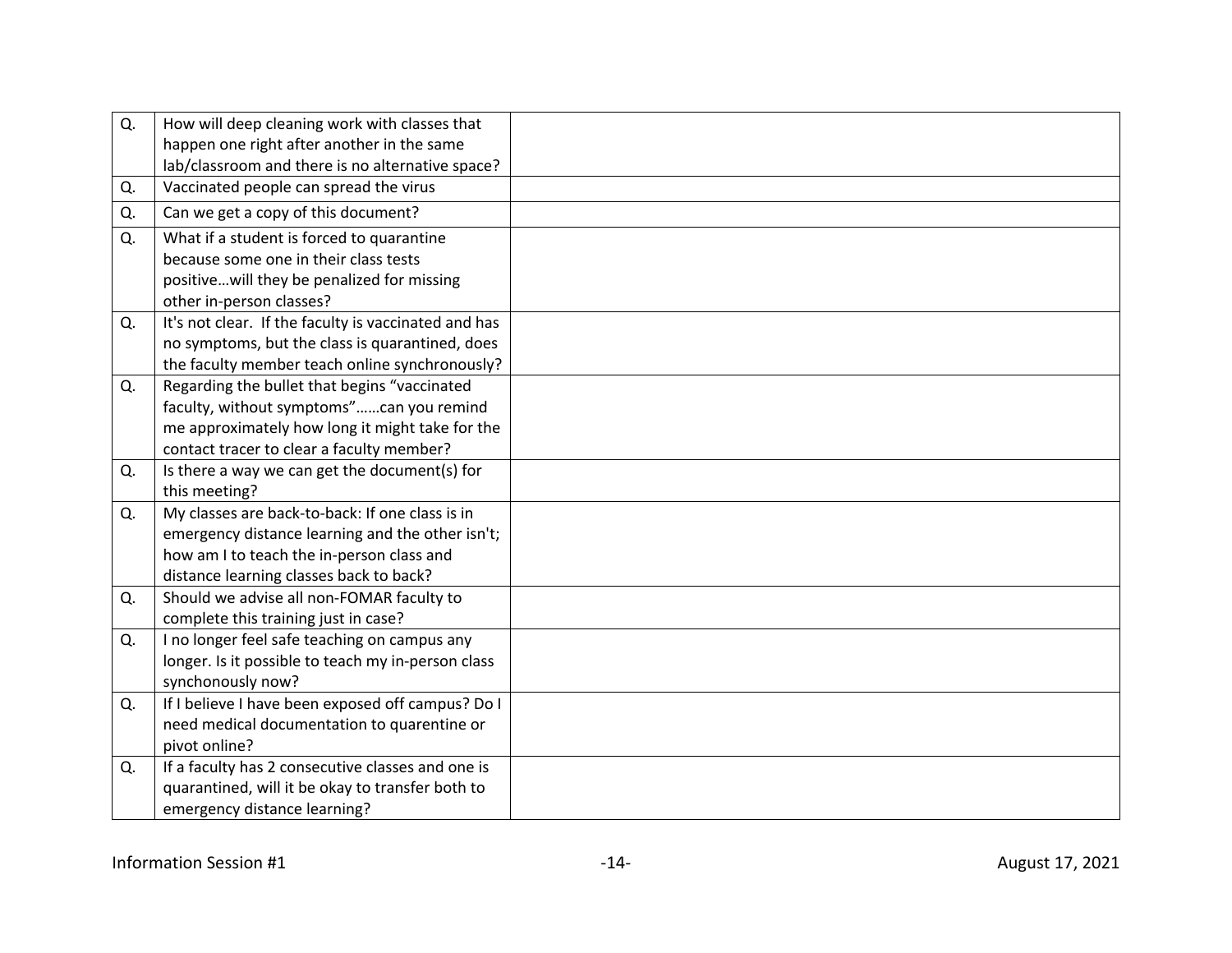| Q. | How will deep cleaning work with classes that happen one right after another in the same lab/classroom and there is no alternative space? | |
|---|---|---|
| Q. | Vaccinated people can spread the virus | |
| Q. | Can we get a copy of this document? | |
| Q. | What if a student is forced to quarantine because some one in their class tests positive…will they be penalized for missing other in-person classes? | |
| Q. | It's not clear. If the faculty is vaccinated and has no symptoms, but the class is quarantined, does the faculty member teach online synchronously? | |
| Q. | Regarding the bullet that begins "vaccinated faculty, without symptoms"……can you remind me approximately how long it might take for the contact tracer to clear a faculty member? | |
| Q. | Is there a way we can get the document(s) for this meeting? | |
| Q. | My classes are back-to-back: If one class is in emergency distance learning and the other isn't; how am I to teach the in-person class and distance learning classes back to back? | |
| Q. | Should we advise all non-FOMAR faculty to complete this training just in case? | |
| Q. | I no longer feel safe teaching on campus any longer. Is it possible to teach my in-person class synchonously now? | |
| Q. | If I believe I have been exposed off campus? Do I need medical documentation to quarentine or pivot online? | |
| Q. | If a faculty has 2 consecutive classes and one is quarantined, will it be okay to transfer both to emergency distance learning? | |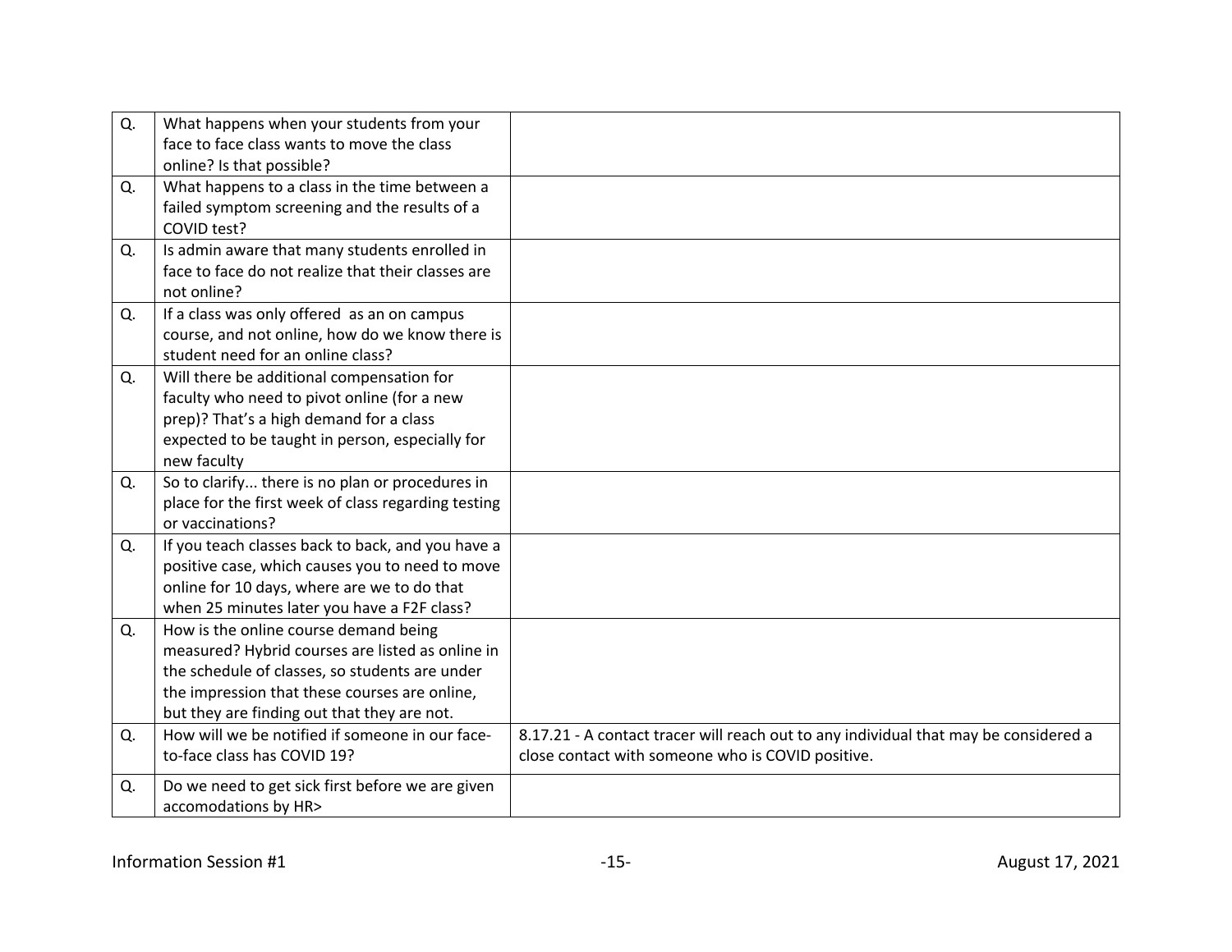| | | |
|---|---|---|
| Q. | What happens when your students from your face to face class wants to move the class online? Is that possible? | |
| Q. | What happens to a class in the time between a failed symptom screening and the results of a COVID test? | |
| Q. | Is admin aware that many students enrolled in face to face do not realize that their classes are not online? | |
| Q. | If a class was only offered as an on campus course, and not online, how do we know there is student need for an online class? | |
| Q. | Will there be additional compensation for faculty who need to pivot online (for a new prep)? That's a high demand for a class expected to be taught in person, especially for new faculty | |
| Q. | So to clarify... there is no plan or procedures in place for the first week of class regarding testing or vaccinations? | |
| Q. | If you teach classes back to back, and you have a positive case, which causes you to need to move online for 10 days, where are we to do that when 25 minutes later you have a F2F class? | |
| Q. | How is the online course demand being measured? Hybrid courses are listed as online in the schedule of classes, so students are under the impression that these courses are online, but they are finding out that they are not. | |
| Q. | How will we be notified if someone in our face-to-face class has COVID 19? | 8.17.21 - A contact tracer will reach out to any individual that may be considered a close contact with someone who is COVID positive. |
| Q. | Do we need to get sick first before we are given accomodations by HR> | |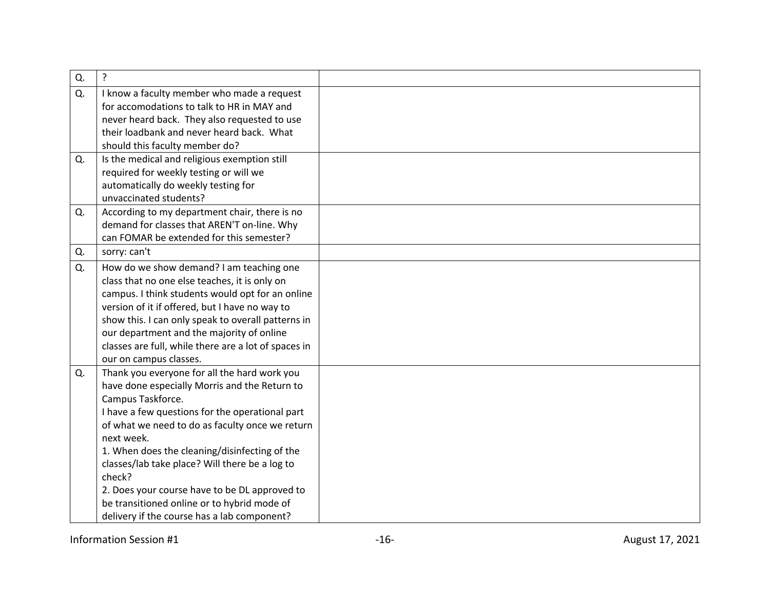| | | |
|---|---|---|
| Q. | ? | |
| Q. | I know a faculty member who made a request for accomodations to talk to HR in MAY and never heard back. They also requested to use their loadbank and never heard back. What should this faculty member do? | |
| Q. | Is the medical and religious exemption still required for weekly testing or will we automatically do weekly testing for unvaccinated students? | |
| Q. | According to my department chair, there is no demand for classes that AREN'T on-line. Why can FOMAR be extended for this semester? | |
| Q. | sorry: can't | |
| Q. | How do we show demand? I am teaching one class that no one else teaches, it is only on campus. I think students would opt for an online version of it if offered, but I have no way to show this. I can only speak to overall patterns in our department and the majority of online classes are full, while there are a lot of spaces in our on campus classes. | |
| Q. | Thank you everyone for all the hard work you have done especially Morris and the Return to Campus Taskforce.<br>I have a few questions for the operational part of what we need to do as faculty once we return next week.<br>1. When does the cleaning/disinfecting of the classes/lab take place? Will there be a log to check?<br>2. Does your course have to be DL approved to be transitioned online or to hybrid mode of delivery if the course has a lab component? | |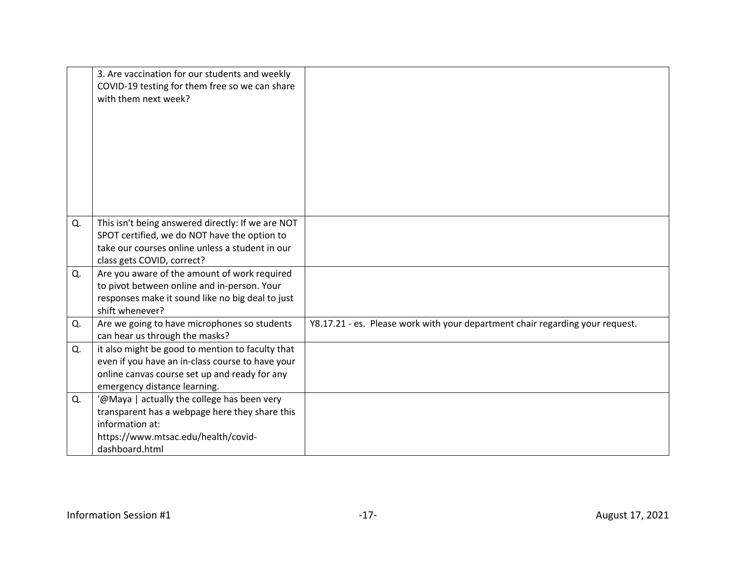| | | |
|---|---|---|
| | 3. Are vaccination for our students and weekly COVID-19 testing for them free so we can share with them next week? | |
| Q. | This isn't being answered directly: If we are NOT SPOT certified, we do NOT have the option to take our courses online unless a student in our class gets COVID, correct? | |
| Q. | Are you aware of the amount of work required to pivot between online and in-person. Your responses make it sound like no big deal to just shift whenever? | |
| Q. | Are we going to have microphones so students can hear us through the masks? | Y8.17.21 - es. Please work with your department chair regarding your request. |
| Q. | it also might be good to mention to faculty that even if you have an in-class course to have your online canvas course set up and ready for any emergency distance learning. | |
| Q. | '@Maya \| actually the college has been very transparent has a webpage here they share this information at: https://www.mtsac.edu/health/covid-dashboard.html | |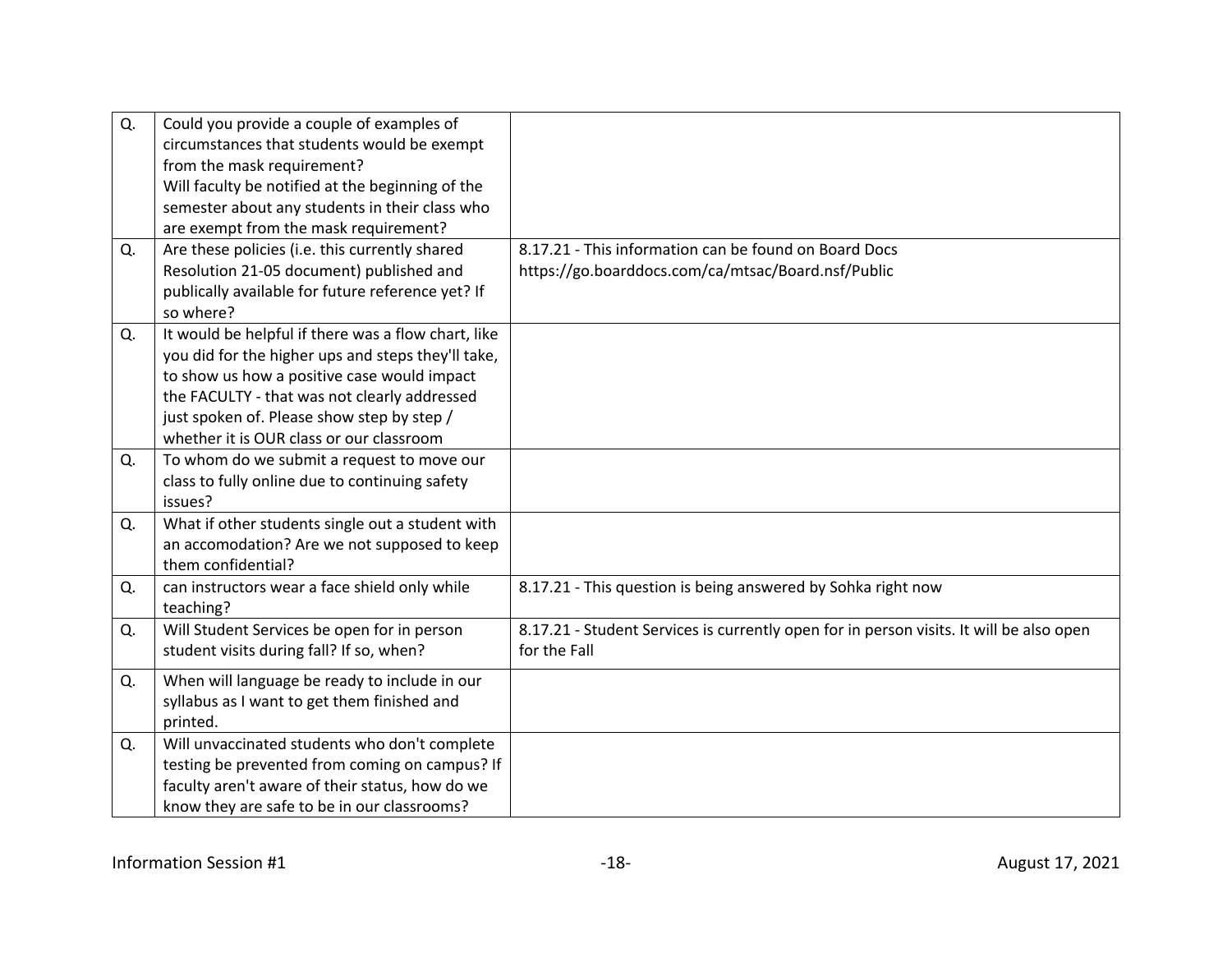| | | |
|---|---|---|
| Q. | Could you provide a couple of examples of circumstances that students would be exempt from the mask requirement?<br>Will faculty be notified at the beginning of the semester about any students in their class who are exempt from the mask requirement? | |
| Q. | Are these policies (i.e. this currently shared Resolution 21-05 document) published and publically available for future reference yet? If so where? | 8.17.21 - This information can be found on Board Docs https://go.boarddocs.com/ca/mtsac/Board.nsf/Public |
| Q. | It would be helpful if there was a flow chart, like you did for the higher ups and steps they'll take, to show us how a positive case would impact the FACULTY - that was not clearly addressed just spoken of. Please show step by step / whether it is OUR class or our classroom | |
| Q. | To whom do we submit a request to move our class to fully online due to continuing safety issues? | |
| Q. | What if other students single out a student with an accomodation? Are we not supposed to keep them confidential? | |
| Q. | can instructors wear a face shield only while teaching? | 8.17.21 - This question is being answered by Sohka right now |
| Q. | Will Student Services be open for in person student visits during fall? If so, when? | 8.17.21 - Student Services is currently open for in person visits. It will be also open for the Fall |
| Q. | When will language be ready to include in our syllabus as I want to get them finished and printed. | |
| Q. | Will unvaccinated students who don't complete testing be prevented from coming on campus? If faculty aren't aware of their status, how do we know they are safe to be in our classrooms? | |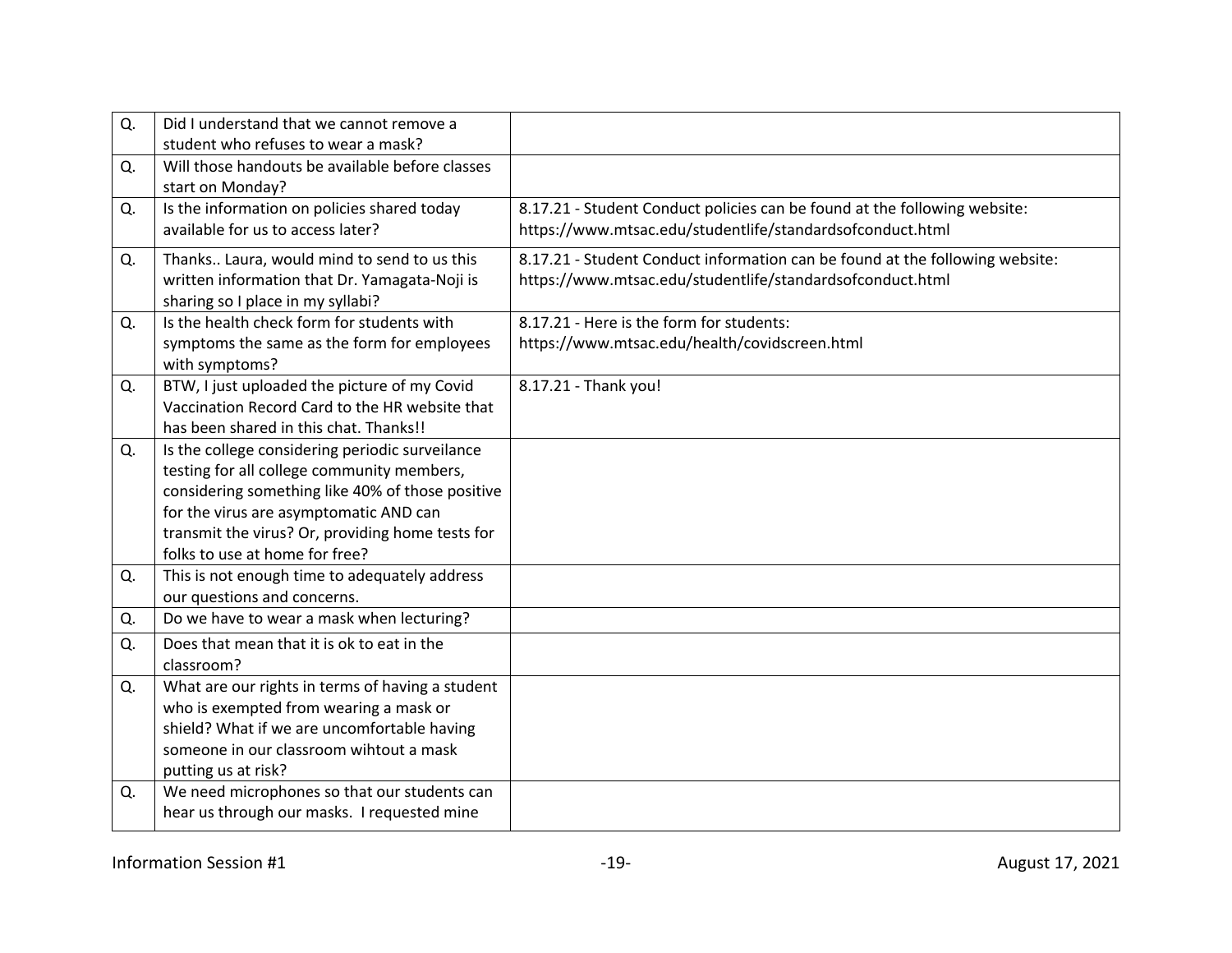| | | |
|---|---|---|
| Q. | Did I understand that we cannot remove a student who refuses to wear a mask? | |
| Q. | Will those handouts be available before classes start on Monday? | |
| Q. | Is the information on policies shared today available for us to access later? | 8.17.21 - Student Conduct policies can be found at the following website: https://www.mtsac.edu/studentlife/standardsofconduct.html |
| Q. | Thanks.. Laura, would mind to send to us this written information that Dr. Yamagata-Noji is sharing so I place in my syllabi? | 8.17.21 - Student Conduct information can be found at the following website: https://www.mtsac.edu/studentlife/standardsofconduct.html |
| Q. | Is the health check form for students with symptoms the same as the form for employees with symptoms? | 8.17.21 - Here is the form for students: https://www.mtsac.edu/health/covidscreen.html |
| Q. | BTW, I just uploaded the picture of my Covid Vaccination Record Card to the HR website that has been shared in this chat. Thanks!! | 8.17.21 - Thank you! |
| Q. | Is the college considering periodic surveilance testing for all college community members, considering something like 40% of those positive for the virus are asymptomatic AND can transmit the virus? Or, providing home tests for folks to use at home for free? | |
| Q. | This is not enough time to adequately address our questions and concerns. | |
| Q. | Do we have to wear a mask when lecturing? | |
| Q. | Does that mean that it is ok to eat in the classroom? | |
| Q. | What are our rights in terms of having a student who is exempted from wearing a mask or shield? What if we are uncomfortable having someone in our classroom wihtout a mask putting us at risk? | |
| Q. | We need microphones so that our students can hear us through our masks. I requested mine | |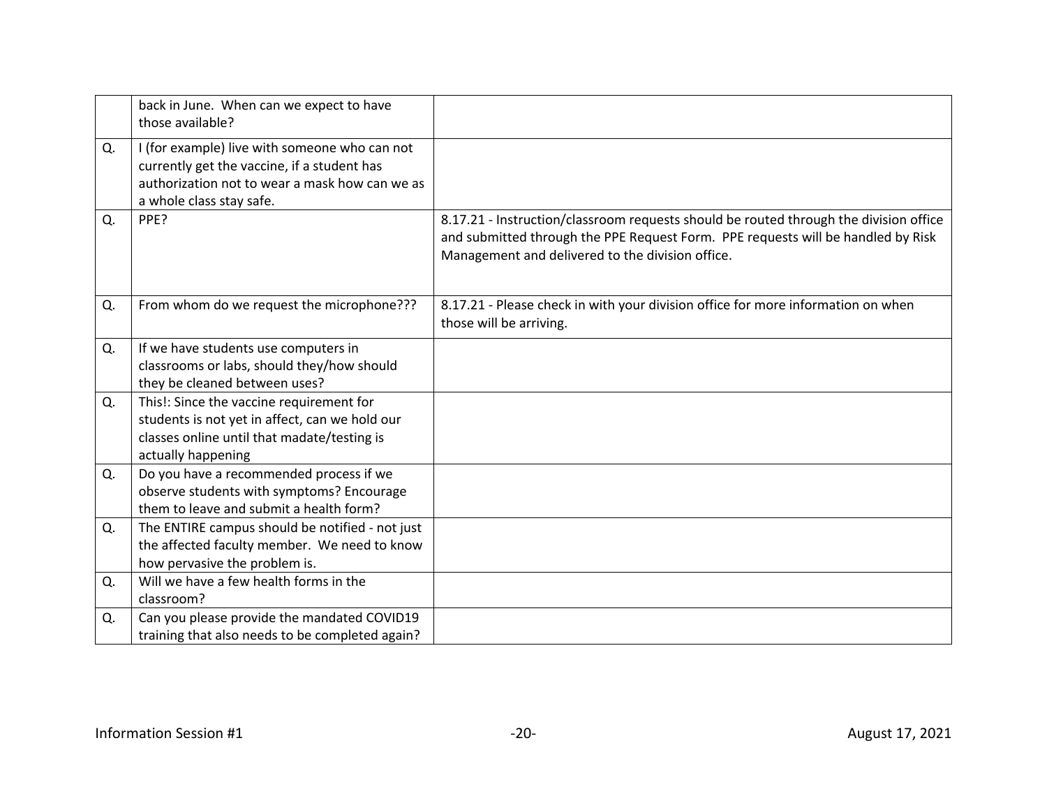|  |  |  |
|---|---|---|
|  | back in June. When can we expect to have those available? |  |
| Q. | I (for example) live with someone who can not currently get the vaccine, if a student has authorization not to wear a mask how can we as a whole class stay safe. |  |
| Q. | PPE? | 8.17.21 - Instruction/classroom requests should be routed through the division office and submitted through the PPE Request Form. PPE requests will be handled by Risk Management and delivered to the division office. |
| Q. | From whom do we request the microphone??? | 8.17.21 - Please check in with your division office for more information on when those will be arriving. |
| Q. | If we have students use computers in classrooms or labs, should they/how should they be cleaned between uses? |  |
| Q. | This!: Since the vaccine requirement for students is not yet in affect, can we hold our classes online until that madate/testing is actually happening |  |
| Q. | Do you have a recommended process if we observe students with symptoms? Encourage them to leave and submit a health form? |  |
| Q. | The ENTIRE campus should be notified - not just the affected faculty member. We need to know how pervasive the problem is. |  |
| Q. | Will we have a few health forms in the classroom? |  |
| Q. | Can you please provide the mandated COVID19 training that also needs to be completed again? |  |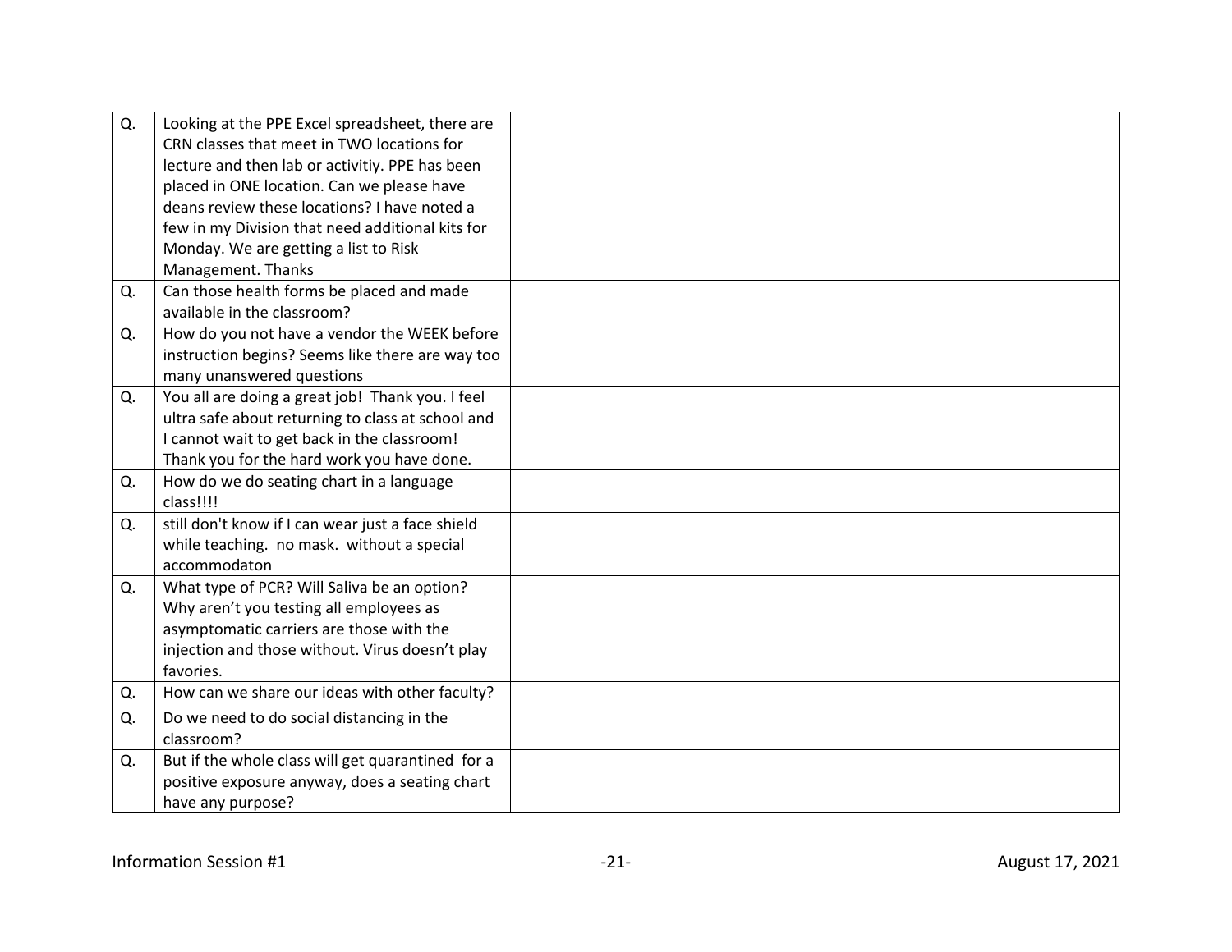| | | |
|---|---|---|
| Q. | Looking at the PPE Excel spreadsheet, there are CRN classes that meet in TWO locations for lecture and then lab or activitiy. PPE has been placed in ONE location. Can we please have deans review these locations? I have noted a few in my Division that need additional kits for Monday. We are getting a list to Risk Management. Thanks | |
| Q. | Can those health forms be placed and made available in the classroom? | |
| Q. | How do you not have a vendor the WEEK before instruction begins? Seems like there are way too many unanswered questions | |
| Q. | You all are doing a great job! Thank you. I feel ultra safe about returning to class at school and I cannot wait to get back in the classroom! Thank you for the hard work you have done. | |
| Q. | How do we do seating chart in a language class!!!! | |
| Q. | still don't know if I can wear just a face shield while teaching. no mask. without a special accommodaton | |
| Q. | What type of PCR? Will Saliva be an option? Why aren't you testing all employees as asymptomatic carriers are those with the injection and those without. Virus doesn't play favories. | |
| Q. | How can we share our ideas with other faculty? | |
| Q. | Do we need to do social distancing in the classroom? | |
| Q. | But if the whole class will get quarantined for a positive exposure anyway, does a seating chart have any purpose? | |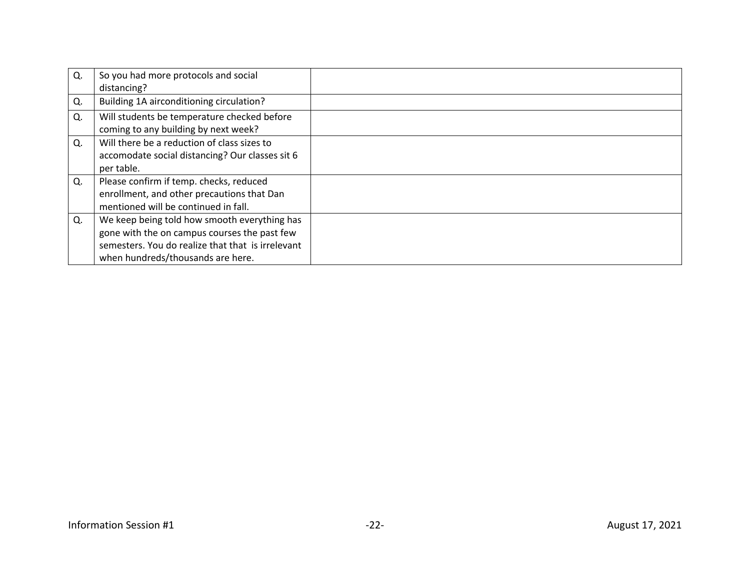| | | |
|---|---|---|
| Q. | So you had more protocols and social distancing? | |
| Q. | Building 1A airconditioning circulation? | |
| Q. | Will students be temperature checked before coming to any building by next week? | |
| Q. | Will there be a reduction of class sizes to accomodate social distancing? Our classes sit 6 per table. | |
| Q. | Please confirm if temp. checks, reduced enrollment, and other precautions that Dan mentioned will be continued in fall. | |
| Q. | We keep being told how smooth everything has gone with the on campus courses the past few semesters. You do realize that that is irrelevant when hundreds/thousands are here. | |